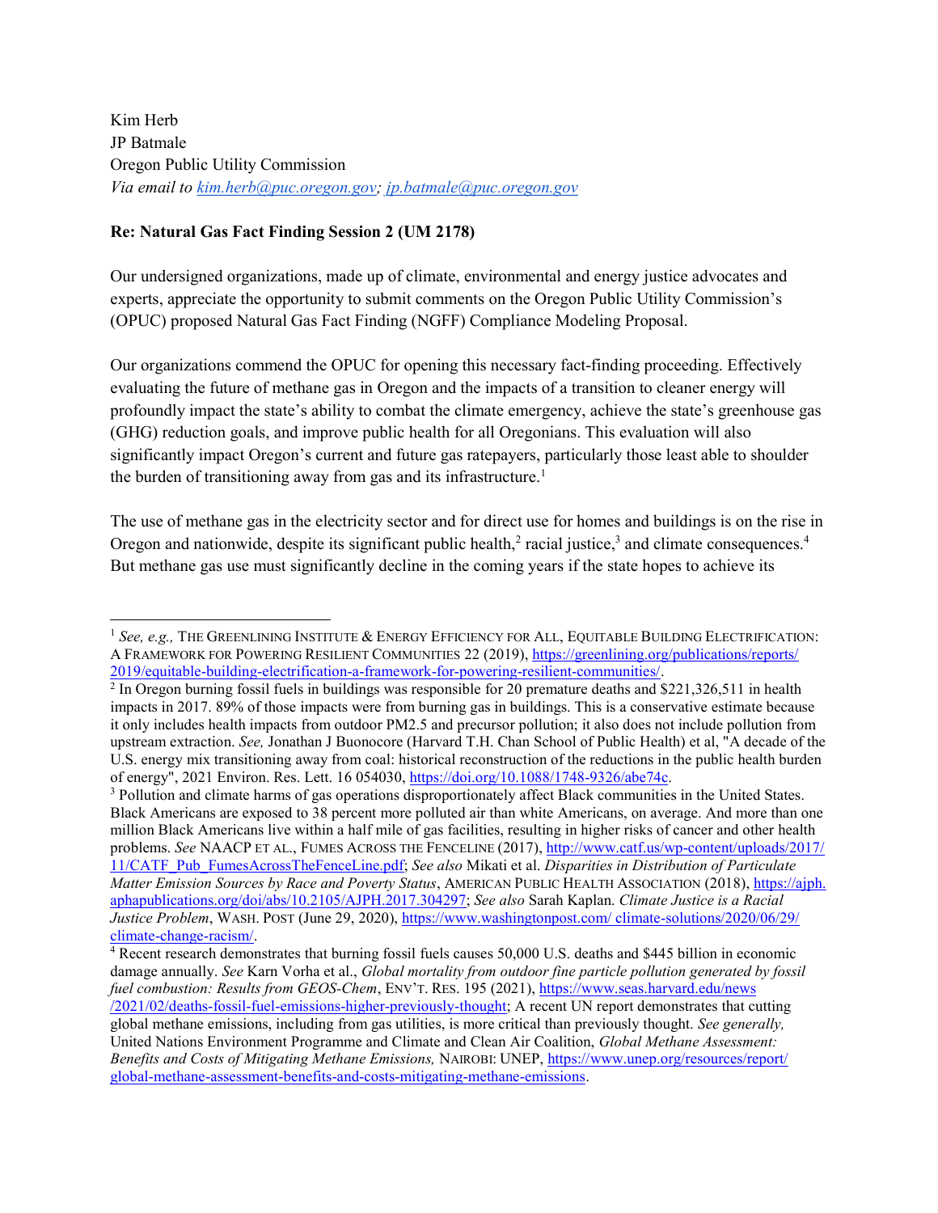Kim Herb
JP Batmale
Oregon Public Utility Commission
*Via email to [kim.herb@puc.oregon.gov](mailto:kim.herb@puc.oregon.gov); [jp.batmale@puc.oregon.gov](mailto:jp.batmale@puc.oregon.gov)*

**Re: Natural Gas Fact Finding Session 2 (UM 2178)**

Our undersigned organizations, made up of climate, environmental and energy justice advocates and experts, appreciate the opportunity to submit comments on the Oregon Public Utility Commission's (OPUC) proposed Natural Gas Fact Finding (NGFF) Compliance Modeling Proposal.

Our organizations commend the OPUC for opening this necessary fact-finding proceeding. Effectively evaluating the future of methane gas in Oregon and the impacts of a transition to cleaner energy will profoundly impact the state's ability to combat the climate emergency, achieve the state's greenhouse gas (GHG) reduction goals, and improve public health for all Oregonians. This evaluation will also significantly impact Oregon's current and future gas ratepayers, particularly those least able to shoulder the burden of transitioning away from gas and its infrastructure.[1]

The use of methane gas in the electricity sector and for direct use for homes and buildings is on the rise in Oregon and nationwide, despite its significant public health,[2] racial justice,[3] and climate consequences.[4] But methane gas use must significantly decline in the coming years if the state hopes to achieve its

---

[1] *See, e.g.,* THE GREENLINING INSTITUTE & ENERGY EFFICIENCY FOR ALL, EQUITABLE BUILDING ELECTRIFICATION: A FRAMEWORK FOR POWERING RESILIENT COMMUNITIES 22 (2019), https://greenlining.org/publications/reports/2019/equitable-building-electrification-a-framework-for-powering-resilient-communities/.

[2] In Oregon burning fossil fuels in buildings was responsible for 20 premature deaths and $221,326,511 in health impacts in 2017. 89% of those impacts were from burning gas in buildings. This is a conservative estimate because it only includes health impacts from outdoor PM2.5 and precursor pollution; it also does not include pollution from upstream extraction. *See,* Jonathan J Buonocore (Harvard T.H. Chan School of Public Health) et al, "A decade of the U.S. energy mix transitioning away from coal: historical reconstruction of the reductions in the public health burden of energy", 2021 Environ. Res. Lett. 16 054030, https://doi.org/10.1088/1748-9326/abe74c.

[3] Pollution and climate harms of gas operations disproportionately affect Black communities in the United States. Black Americans are exposed to 38 percent more polluted air than white Americans, on average. And more than one million Black Americans live within a half mile of gas facilities, resulting in higher risks of cancer and other health problems. *See* NAACP ET AL., FUMES ACROSS THE FENCELINE (2017), http://www.catf.us/wp-content/uploads/2017/11/CATF_Pub_FumesAcrossTheFenceLine.pdf; *See also* Mikati et al. *Disparities in Distribution of Particulate Matter Emission Sources by Race and Poverty Status*, AMERICAN PUBLIC HEALTH ASSOCIATION (2018), https://ajph.aphapublications.org/doi/abs/10.2105/AJPH.2017.304297; *See also* Sarah Kaplan. *Climate Justice is a Racial Justice Problem*, WASH. POST (June 29, 2020), https://www.washingtonpost.com/climate-solutions/2020/06/29/climate-change-racism/.

[4] Recent research demonstrates that burning fossil fuels causes 50,000 U.S. deaths and $445 billion in economic damage annually. *See* Karn Vorha et al., *Global mortality from outdoor fine particle pollution generated by fossil fuel combustion: Results from GEOS-Chem*, ENV'T. RES. 195 (2021), https://www.seas.harvard.edu/news/2021/02/deaths-fossil-fuel-emissions-higher-previously-thought; A recent UN report demonstrates that cutting global methane emissions, including from gas utilities, is more critical than previously thought. *See generally,* United Nations Environment Programme and Climate and Clean Air Coalition, *Global Methane Assessment: Benefits and Costs of Mitigating Methane Emissions,* NAIROBI: UNEP, https://www.unep.org/resources/report/global-methane-assessment-benefits-and-costs-mitigating-methane-emissions.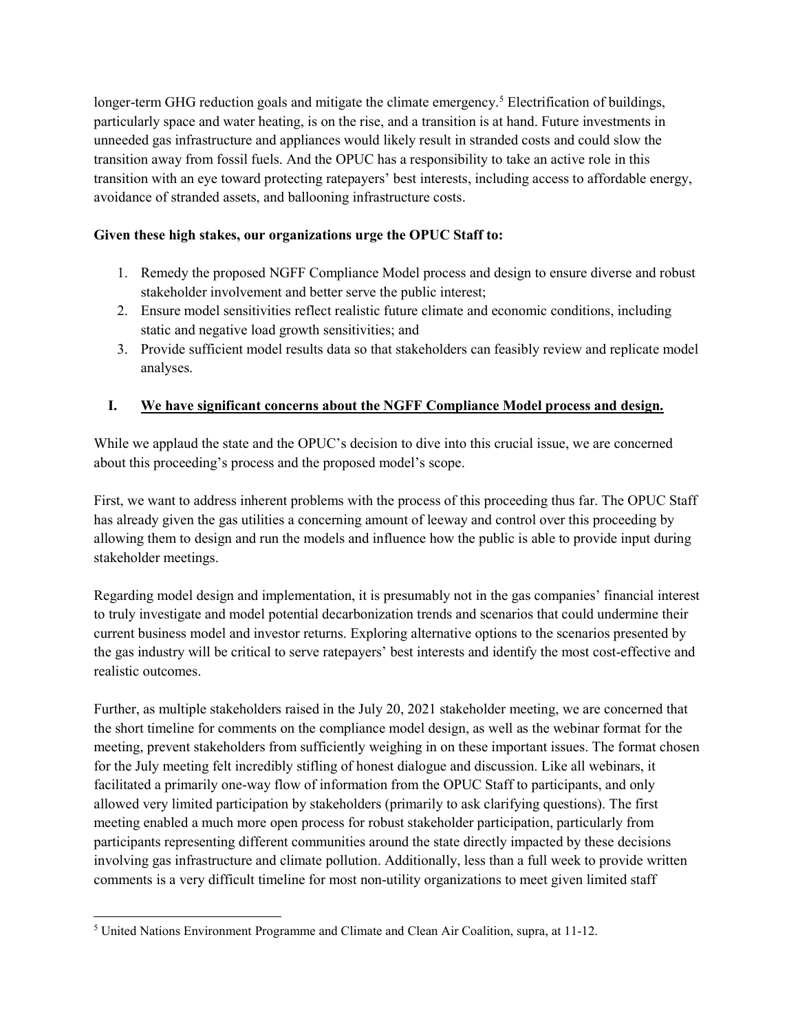longer-term GHG reduction goals and mitigate the climate emergency.[5] Electrification of buildings, particularly space and water heating, is on the rise, and a transition is at hand. Future investments in unneeded gas infrastructure and appliances would likely result in stranded costs and could slow the transition away from fossil fuels. And the OPUC has a responsibility to take an active role in this transition with an eye toward protecting ratepayers' best interests, including access to affordable energy, avoidance of stranded assets, and ballooning infrastructure costs.

**Given these high stakes, our organizations urge the OPUC Staff to:**

1. Remedy the proposed NGFF Compliance Model process and design to ensure diverse and robust stakeholder involvement and better serve the public interest;
2. Ensure model sensitivities reflect realistic future climate and economic conditions, including static and negative load growth sensitivities; and
3. Provide sufficient model results data so that stakeholders can feasibly review and replicate model analyses.

## I. <u>We have significant concerns about the NGFF Compliance Model process and design.</u>

While we applaud the state and the OPUC's decision to dive into this crucial issue, we are concerned about this proceeding's process and the proposed model's scope.

First, we want to address inherent problems with the process of this proceeding thus far. The OPUC Staff has already given the gas utilities a concerning amount of leeway and control over this proceeding by allowing them to design and run the models and influence how the public is able to provide input during stakeholder meetings.

Regarding model design and implementation, it is presumably not in the gas companies' financial interest to truly investigate and model potential decarbonization trends and scenarios that could undermine their current business model and investor returns. Exploring alternative options to the scenarios presented by the gas industry will be critical to serve ratepayers' best interests and identify the most cost-effective and realistic outcomes.

Further, as multiple stakeholders raised in the July 20, 2021 stakeholder meeting, we are concerned that the short timeline for comments on the compliance model design, as well as the webinar format for the meeting, prevent stakeholders from sufficiently weighing in on these important issues. The format chosen for the July meeting felt incredibly stifling of honest dialogue and discussion. Like all webinars, it facilitated a primarily one-way flow of information from the OPUC Staff to participants, and only allowed very limited participation by stakeholders (primarily to ask clarifying questions). The first meeting enabled a much more open process for robust stakeholder participation, particularly from participants representing different communities around the state directly impacted by these decisions involving gas infrastructure and climate pollution. Additionally, less than a full week to provide written comments is a very difficult timeline for most non-utility organizations to meet given limited staff

---

[5] United Nations Environment Programme and Climate and Clean Air Coalition, supra, at 11-12.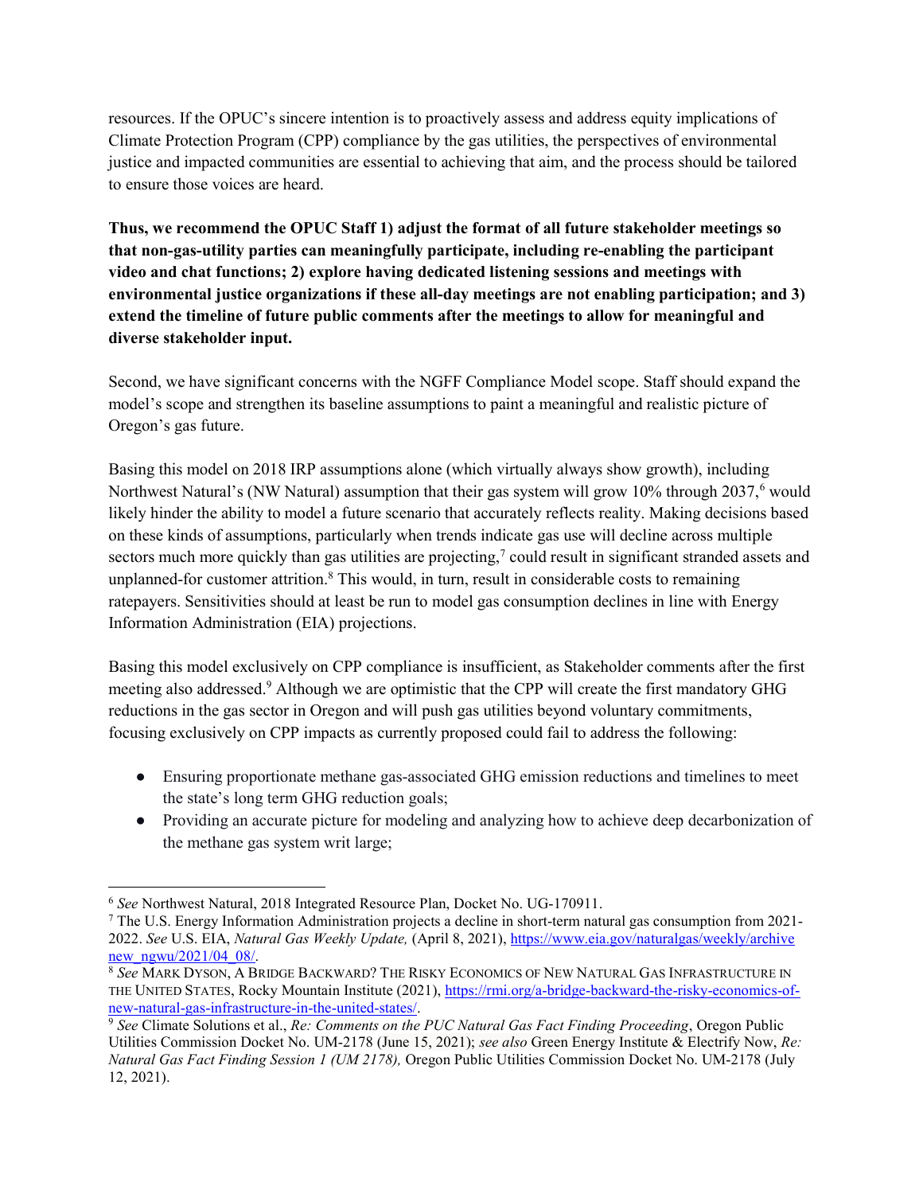resources. If the OPUC's sincere intention is to proactively assess and address equity implications of Climate Protection Program (CPP) compliance by the gas utilities, the perspectives of environmental justice and impacted communities are essential to achieving that aim, and the process should be tailored to ensure those voices are heard.

**Thus, we recommend the OPUC Staff 1) adjust the format of all future stakeholder meetings so that non-gas-utility parties can meaningfully participate, including re-enabling the participant video and chat functions; 2) explore having dedicated listening sessions and meetings with environmental justice organizations if these all-day meetings are not enabling participation; and 3) extend the timeline of future public comments after the meetings to allow for meaningful and diverse stakeholder input.**

Second, we have significant concerns with the NGFF Compliance Model scope. Staff should expand the model's scope and strengthen its baseline assumptions to paint a meaningful and realistic picture of Oregon's gas future.

Basing this model on 2018 IRP assumptions alone (which virtually always show growth), including Northwest Natural's (NW Natural) assumption that their gas system will grow 10% through 2037,[6] would likely hinder the ability to model a future scenario that accurately reflects reality. Making decisions based on these kinds of assumptions, particularly when trends indicate gas use will decline across multiple sectors much more quickly than gas utilities are projecting,[7] could result in significant stranded assets and unplanned-for customer attrition.[8] This would, in turn, result in considerable costs to remaining ratepayers. Sensitivities should at least be run to model gas consumption declines in line with Energy Information Administration (EIA) projections.

Basing this model exclusively on CPP compliance is insufficient, as Stakeholder comments after the first meeting also addressed.[9] Although we are optimistic that the CPP will create the first mandatory GHG reductions in the gas sector in Oregon and will push gas utilities beyond voluntary commitments, focusing exclusively on CPP impacts as currently proposed could fail to address the following:

- Ensuring proportionate methane gas-associated GHG emission reductions and timelines to meet the state's long term GHG reduction goals;
- Providing an accurate picture for modeling and analyzing how to achieve deep decarbonization of the methane gas system writ large;

---

[6] *See* Northwest Natural, 2018 Integrated Resource Plan, Docket No. UG-170911.

[7] The U.S. Energy Information Administration projects a decline in short-term natural gas consumption from 2021-2022. *See* U.S. EIA, *Natural Gas Weekly Update,* (April 8, 2021), https://www.eia.gov/naturalgas/weekly/archivenew_ngwu/2021/04_08/.

[8] *See* MARK DYSON, A BRIDGE BACKWARD? THE RISKY ECONOMICS OF NEW NATURAL GAS INFRASTRUCTURE IN THE UNITED STATES, Rocky Mountain Institute (2021), https://rmi.org/a-bridge-backward-the-risky-economics-of-new-natural-gas-infrastructure-in-the-united-states/.

[9] *See* Climate Solutions et al., *Re: Comments on the PUC Natural Gas Fact Finding Proceeding*, Oregon Public Utilities Commission Docket No. UM-2178 (June 15, 2021); *see also* Green Energy Institute & Electrify Now, *Re: Natural Gas Fact Finding Session 1 (UM 2178),* Oregon Public Utilities Commission Docket No. UM-2178 (July 12, 2021).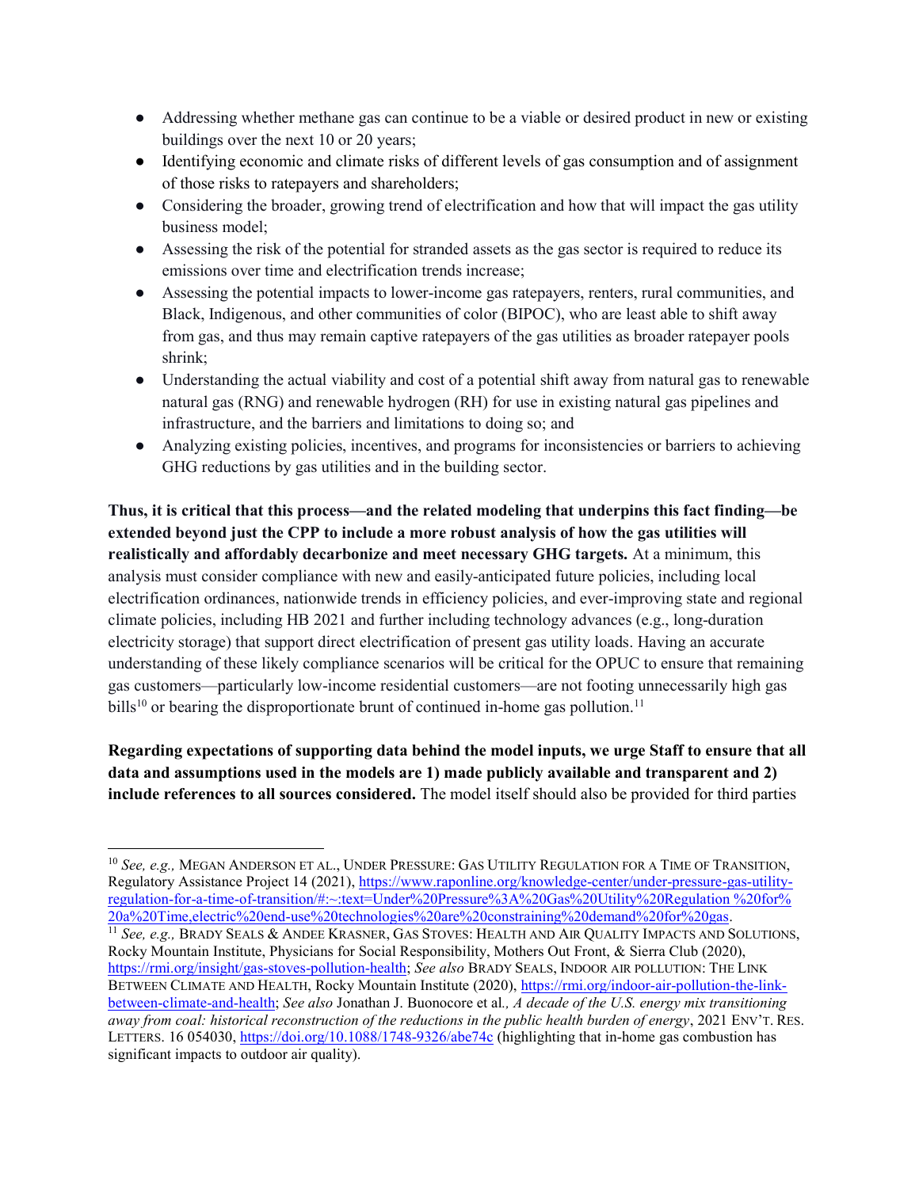- Addressing whether methane gas can continue to be a viable or desired product in new or existing buildings over the next 10 or 20 years;
- Identifying economic and climate risks of different levels of gas consumption and of assignment of those risks to ratepayers and shareholders;
- Considering the broader, growing trend of electrification and how that will impact the gas utility business model;
- Assessing the risk of the potential for stranded assets as the gas sector is required to reduce its emissions over time and electrification trends increase;
- Assessing the potential impacts to lower-income gas ratepayers, renters, rural communities, and Black, Indigenous, and other communities of color (BIPOC), who are least able to shift away from gas, and thus may remain captive ratepayers of the gas utilities as broader ratepayer pools shrink;
- Understanding the actual viability and cost of a potential shift away from natural gas to renewable natural gas (RNG) and renewable hydrogen (RH) for use in existing natural gas pipelines and infrastructure, and the barriers and limitations to doing so; and
- Analyzing existing policies, incentives, and programs for inconsistencies or barriers to achieving GHG reductions by gas utilities and in the building sector.

**Thus, it is critical that this process—and the related modeling that underpins this fact finding—be extended beyond just the CPP to include a more robust analysis of how the gas utilities will realistically and affordably decarbonize and meet necessary GHG targets.** At a minimum, this analysis must consider compliance with new and easily-anticipated future policies, including local electrification ordinances, nationwide trends in efficiency policies, and ever-improving state and regional climate policies, including HB 2021 and further including technology advances (e.g., long-duration electricity storage) that support direct electrification of present gas utility loads. Having an accurate understanding of these likely compliance scenarios will be critical for the OPUC to ensure that remaining gas customers—particularly low-income residential customers—are not footing unnecessarily high gas bills[10] or bearing the disproportionate brunt of continued in-home gas pollution.[11]

**Regarding expectations of supporting data behind the model inputs, we urge Staff to ensure that all data and assumptions used in the models are 1) made publicly available and transparent and 2) include references to all sources considered.** The model itself should also be provided for third parties

---

[10] *See, e.g.,* MEGAN ANDERSON ET AL., UNDER PRESSURE: GAS UTILITY REGULATION FOR A TIME OF TRANSITION, Regulatory Assistance Project 14 (2021), https://www.raponline.org/knowledge-center/under-pressure-gas-utility-regulation-for-a-time-of-transition/#:~:text=Under%20Pressure%3A%20Gas%20Utility%20Regulation %20for%20a%20Time,electric%20end-use%20technologies%20are%20constraining%20demand%20for%20gas.

[11] *See, e.g.,* BRADY SEALS & ANDEE KRASNER, GAS STOVES: HEALTH AND AIR QUALITY IMPACTS AND SOLUTIONS, Rocky Mountain Institute, Physicians for Social Responsibility, Mothers Out Front, & Sierra Club (2020), https://rmi.org/insight/gas-stoves-pollution-health; *See also* BRADY SEALS, INDOOR AIR POLLUTION: THE LINK BETWEEN CLIMATE AND HEALTH, Rocky Mountain Institute (2020), https://rmi.org/indoor-air-pollution-the-link-between-climate-and-health; *See also* Jonathan J. Buonocore et al., *A decade of the U.S. energy mix transitioning away from coal: historical reconstruction of the reductions in the public health burden of energy*, 2021 ENV'T. RES. LETTERS. 16 054030, https://doi.org/10.1088/1748-9326/abe74c (highlighting that in-home gas combustion has significant impacts to outdoor air quality).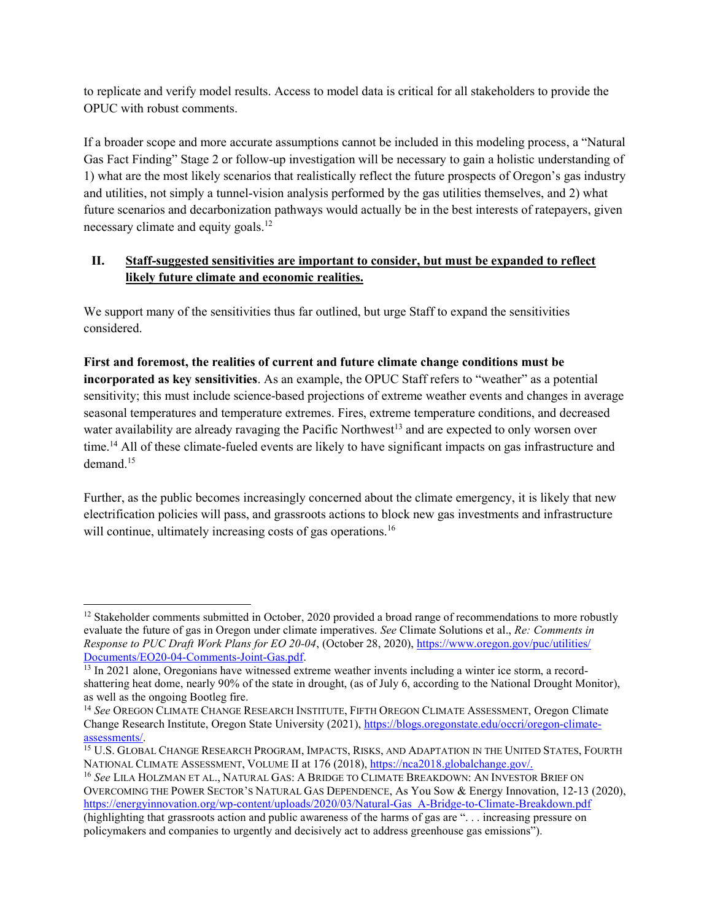to replicate and verify model results. Access to model data is critical for all stakeholders to provide the OPUC with robust comments.

If a broader scope and more accurate assumptions cannot be included in this modeling process, a "Natural Gas Fact Finding" Stage 2 or follow-up investigation will be necessary to gain a holistic understanding of 1) what are the most likely scenarios that realistically reflect the future prospects of Oregon's gas industry and utilities, not simply a tunnel-vision analysis performed by the gas utilities themselves, and 2) what future scenarios and decarbonization pathways would actually be in the best interests of ratepayers, given necessary climate and equity goals.[12]

## II. Staff-suggested sensitivities are important to consider, but must be expanded to reflect likely future climate and economic realities.

We support many of the sensitivities thus far outlined, but urge Staff to expand the sensitivities considered.

**First and foremost, the realities of current and future climate change conditions must be incorporated as key sensitivities**. As an example, the OPUC Staff refers to "weather" as a potential sensitivity; this must include science-based projections of extreme weather events and changes in average seasonal temperatures and temperature extremes. Fires, extreme temperature conditions, and decreased water availability are already ravaging the Pacific Northwest[13] and are expected to only worsen over time.[14] All of these climate-fueled events are likely to have significant impacts on gas infrastructure and demand.[15]

Further, as the public becomes increasingly concerned about the climate emergency, it is likely that new electrification policies will pass, and grassroots actions to block new gas investments and infrastructure will continue, ultimately increasing costs of gas operations.[16]

---

[12] Stakeholder comments submitted in October, 2020 provided a broad range of recommendations to more robustly evaluate the future of gas in Oregon under climate imperatives. *See* Climate Solutions et al., *Re: Comments in Response to PUC Draft Work Plans for EO 20-04*, (October 28, 2020), https://www.oregon.gov/puc/utilities/Documents/EO20-04-Comments-Joint-Gas.pdf.

[13] In 2021 alone, Oregonians have witnessed extreme weather invents including a winter ice storm, a record-shattering heat dome, nearly 90% of the state in drought, (as of July 6, according to the National Drought Monitor), as well as the ongoing Bootleg fire.

[14] *See* OREGON CLIMATE CHANGE RESEARCH INSTITUTE, FIFTH OREGON CLIMATE ASSESSMENT, Oregon Climate Change Research Institute, Oregon State University (2021), https://blogs.oregonstate.edu/occri/oregon-climate-assessments/.

[15] U.S. GLOBAL CHANGE RESEARCH PROGRAM, IMPACTS, RISKS, AND ADAPTATION IN THE UNITED STATES, FOURTH NATIONAL CLIMATE ASSESSMENT, VOLUME II at 176 (2018), https://nca2018.globalchange.gov/.

[16] *See* LILA HOLZMAN ET AL., NATURAL GAS: A BRIDGE TO CLIMATE BREAKDOWN: AN INVESTOR BRIEF ON OVERCOMING THE POWER SECTOR'S NATURAL GAS DEPENDENCE, As You Sow & Energy Innovation, 12-13 (2020), https://energyinnovation.org/wp-content/uploads/2020/03/Natural-Gas_A-Bridge-to-Climate-Breakdown.pdf (highlighting that grassroots action and public awareness of the harms of gas are ". . . increasing pressure on policymakers and companies to urgently and decisively act to address greenhouse gas emissions").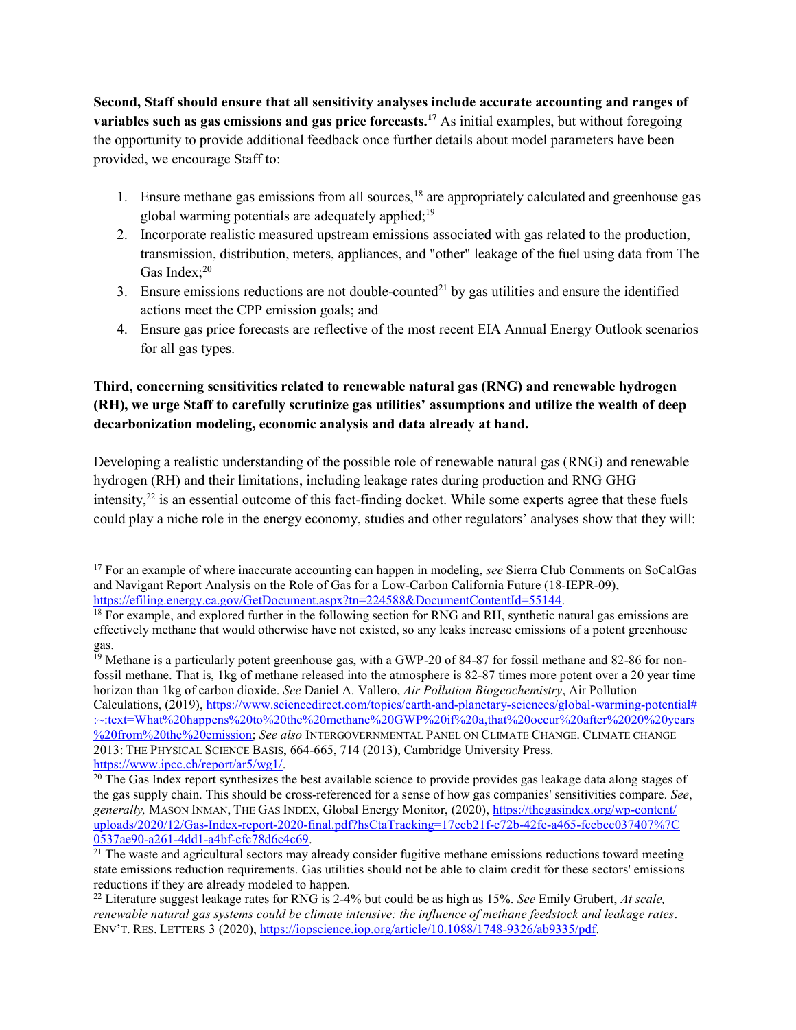**Second, Staff should ensure that all sensitivity analyses include accurate accounting and ranges of variables such as gas emissions and gas price forecasts.**[17] As initial examples, but without foregoing the opportunity to provide additional feedback once further details about model parameters have been provided, we encourage Staff to:

1. Ensure methane gas emissions from all sources,[18] are appropriately calculated and greenhouse gas global warming potentials are adequately applied;[19]
2. Incorporate realistic measured upstream emissions associated with gas related to the production, transmission, distribution, meters, appliances, and "other" leakage of the fuel using data from The Gas Index;[20]
3. Ensure emissions reductions are not double-counted[21] by gas utilities and ensure the identified actions meet the CPP emission goals; and
4. Ensure gas price forecasts are reflective of the most recent EIA Annual Energy Outlook scenarios for all gas types.

**Third, concerning sensitivities related to renewable natural gas (RNG) and renewable hydrogen (RH), we urge Staff to carefully scrutinize gas utilities' assumptions and utilize the wealth of deep decarbonization modeling, economic analysis and data already at hand.**

Developing a realistic understanding of the possible role of renewable natural gas (RNG) and renewable hydrogen (RH) and their limitations, including leakage rates during production and RNG GHG intensity,[22] is an essential outcome of this fact-finding docket. While some experts agree that these fuels could play a niche role in the energy economy, studies and other regulators' analyses show that they will:

---

[17] For an example of where inaccurate accounting can happen in modeling, *see* Sierra Club Comments on SoCalGas and Navigant Report Analysis on the Role of Gas for a Low-Carbon California Future (18-IEPR-09), https://efiling.energy.ca.gov/GetDocument.aspx?tn=224588&DocumentContentId=55144.

[18] For example, and explored further in the following section for RNG and RH, synthetic natural gas emissions are effectively methane that would otherwise have not existed, so any leaks increase emissions of a potent greenhouse gas.

[19] Methane is a particularly potent greenhouse gas, with a GWP-20 of 84-87 for fossil methane and 82-86 for non-fossil methane. That is, 1kg of methane released into the atmosphere is 82-87 times more potent over a 20 year time horizon than 1kg of carbon dioxide. *See* Daniel A. Vallero, *Air Pollution Biogeochemistry*, Air Pollution Calculations, (2019), https://www.sciencedirect.com/topics/earth-and-planetary-sciences/global-warming-potential#:~:text=What%20happens%20to%20the%20methane%20GWP%20if%20a,that%20occur%20after%2020%20years%20from%20the%20emission; *See also* INTERGOVERNMENTAL PANEL ON CLIMATE CHANGE. CLIMATE CHANGE 2013: THE PHYSICAL SCIENCE BASIS, 664-665, 714 (2013), Cambridge University Press. https://www.ipcc.ch/report/ar5/wg1/.

[20] The Gas Index report synthesizes the best available science to provide provides gas leakage data along stages of the gas supply chain. This should be cross-referenced for a sense of how gas companies' sensitivities compare. *See*, *generally,* MASON INMAN, THE GAS INDEX, Global Energy Monitor, (2020), https://thegasindex.org/wp-content/uploads/2020/12/Gas-Index-report-2020-final.pdf?hsCtaTracking=17ccb21f-c72b-42fe-a465-fccbcc037407%7C0537ae90-a261-4dd1-a4bf-cfc78d6c4c69.

[21] The waste and agricultural sectors may already consider fugitive methane emissions reductions toward meeting state emissions reduction requirements. Gas utilities should not be able to claim credit for these sectors' emissions reductions if they are already modeled to happen.

[22] Literature suggest leakage rates for RNG is 2-4% but could be as high as 15%. *See* Emily Grubert, *At scale, renewable natural gas systems could be climate intensive: the influence of methane feedstock and leakage rates*. ENV'T. RES. LETTERS 3 (2020), https://iopscience.iop.org/article/10.1088/1748-9326/ab9335/pdf.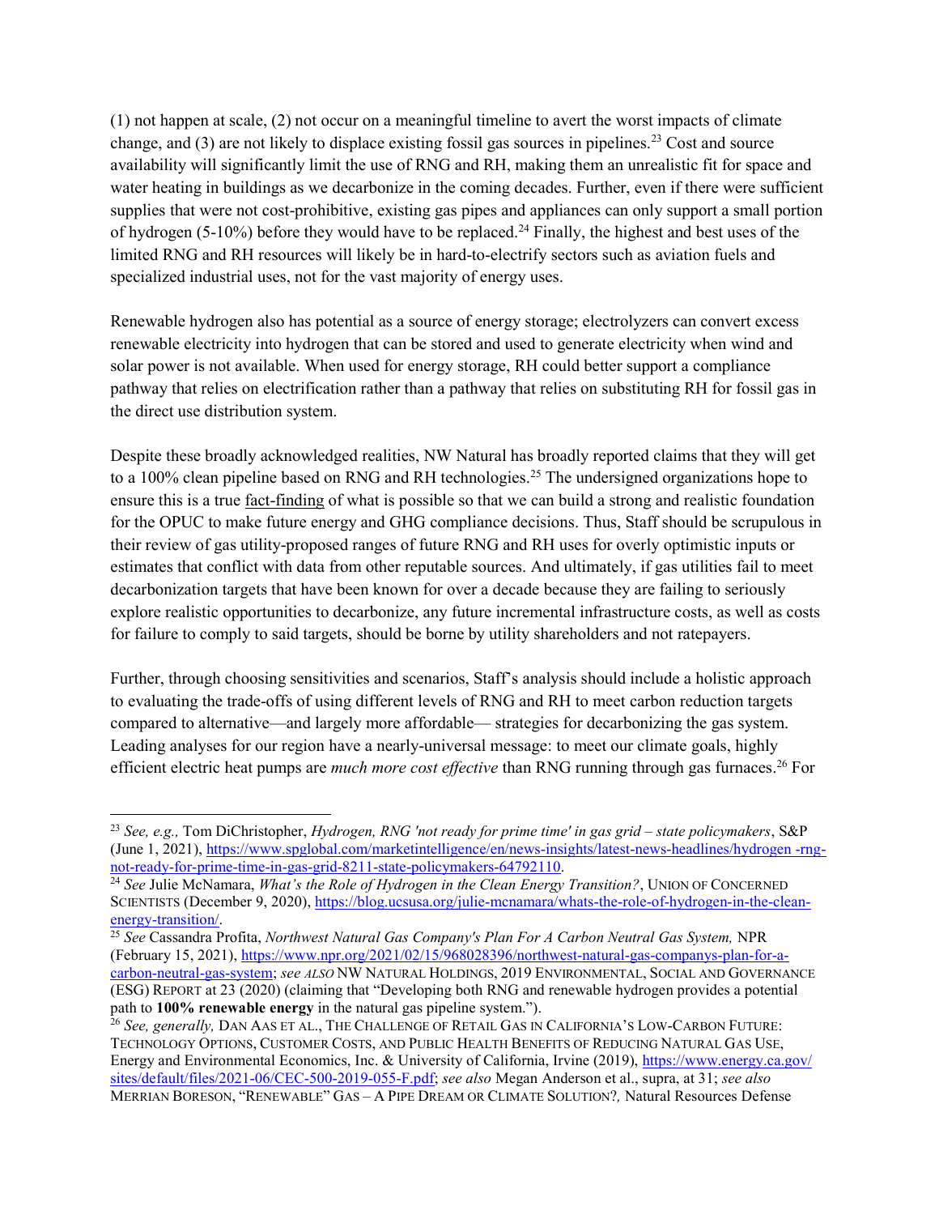(1) not happen at scale, (2) not occur on a meaningful timeline to avert the worst impacts of climate change, and (3) are not likely to displace existing fossil gas sources in pipelines.[23] Cost and source availability will significantly limit the use of RNG and RH, making them an unrealistic fit for space and water heating in buildings as we decarbonize in the coming decades. Further, even if there were sufficient supplies that were not cost-prohibitive, existing gas pipes and appliances can only support a small portion of hydrogen (5-10%) before they would have to be replaced.[24] Finally, the highest and best uses of the limited RNG and RH resources will likely be in hard-to-electrify sectors such as aviation fuels and specialized industrial uses, not for the vast majority of energy uses.

Renewable hydrogen also has potential as a source of energy storage; electrolyzers can convert excess renewable electricity into hydrogen that can be stored and used to generate electricity when wind and solar power is not available. When used for energy storage, RH could better support a compliance pathway that relies on electrification rather than a pathway that relies on substituting RH for fossil gas in the direct use distribution system.

Despite these broadly acknowledged realities, NW Natural has broadly reported claims that they will get to a 100% clean pipeline based on RNG and RH technologies.[25] The undersigned organizations hope to ensure this is a true fact-finding of what is possible so that we can build a strong and realistic foundation for the OPUC to make future energy and GHG compliance decisions. Thus, Staff should be scrupulous in their review of gas utility-proposed ranges of future RNG and RH uses for overly optimistic inputs or estimates that conflict with data from other reputable sources. And ultimately, if gas utilities fail to meet decarbonization targets that have been known for over a decade because they are failing to seriously explore realistic opportunities to decarbonize, any future incremental infrastructure costs, as well as costs for failure to comply to said targets, should be borne by utility shareholders and not ratepayers.

Further, through choosing sensitivities and scenarios, Staff's analysis should include a holistic approach to evaluating the trade-offs of using different levels of RNG and RH to meet carbon reduction targets compared to alternative—and largely more affordable— strategies for decarbonizing the gas system. Leading analyses for our region have a nearly-universal message: to meet our climate goals, highly efficient electric heat pumps are *much more cost effective* than RNG running through gas furnaces.[26] For

---

[23] *See, e.g.,* Tom DiChristopher, *Hydrogen, RNG 'not ready for prime time' in gas grid – state policymakers*, S&P (June 1, 2021), https://www.spglobal.com/marketintelligence/en/news-insights/latest-news-headlines/hydrogen -rng-not-ready-for-prime-time-in-gas-grid-8211-state-policymakers-64792110.

[24] *See* Julie McNamara, *What's the Role of Hydrogen in the Clean Energy Transition?*, UNION OF CONCERNED SCIENTISTS (December 9, 2020), https://blog.ucsusa.org/julie-mcnamara/whats-the-role-of-hydrogen-in-the-clean-energy-transition/.

[25] *See* Cassandra Profita, *Northwest Natural Gas Company's Plan For A Carbon Neutral Gas System,* NPR (February 15, 2021), https://www.npr.org/2021/02/15/968028396/northwest-natural-gas-companys-plan-for-a-carbon-neutral-gas-system; *see also* NW NATURAL HOLDINGS, 2019 ENVIRONMENTAL, SOCIAL AND GOVERNANCE (ESG) REPORT at 23 (2020) (claiming that "Developing both RNG and renewable hydrogen provides a potential path to **100% renewable energy** in the natural gas pipeline system.").

[26] *See, generally,* DAN AAS ET AL., THE CHALLENGE OF RETAIL GAS IN CALIFORNIA'S LOW-CARBON FUTURE: TECHNOLOGY OPTIONS, CUSTOMER COSTS, AND PUBLIC HEALTH BENEFITS OF REDUCING NATURAL GAS USE, Energy and Environmental Economics, Inc. & University of California, Irvine (2019), https://www.energy.ca.gov/sites/default/files/2021-06/CEC-500-2019-055-F.pdf; *see also* Megan Anderson et al., supra, at 31; *see also* MERRIAN BORESON, "RENEWABLE" GAS – A PIPE DREAM OR CLIMATE SOLUTION?, Natural Resources Defense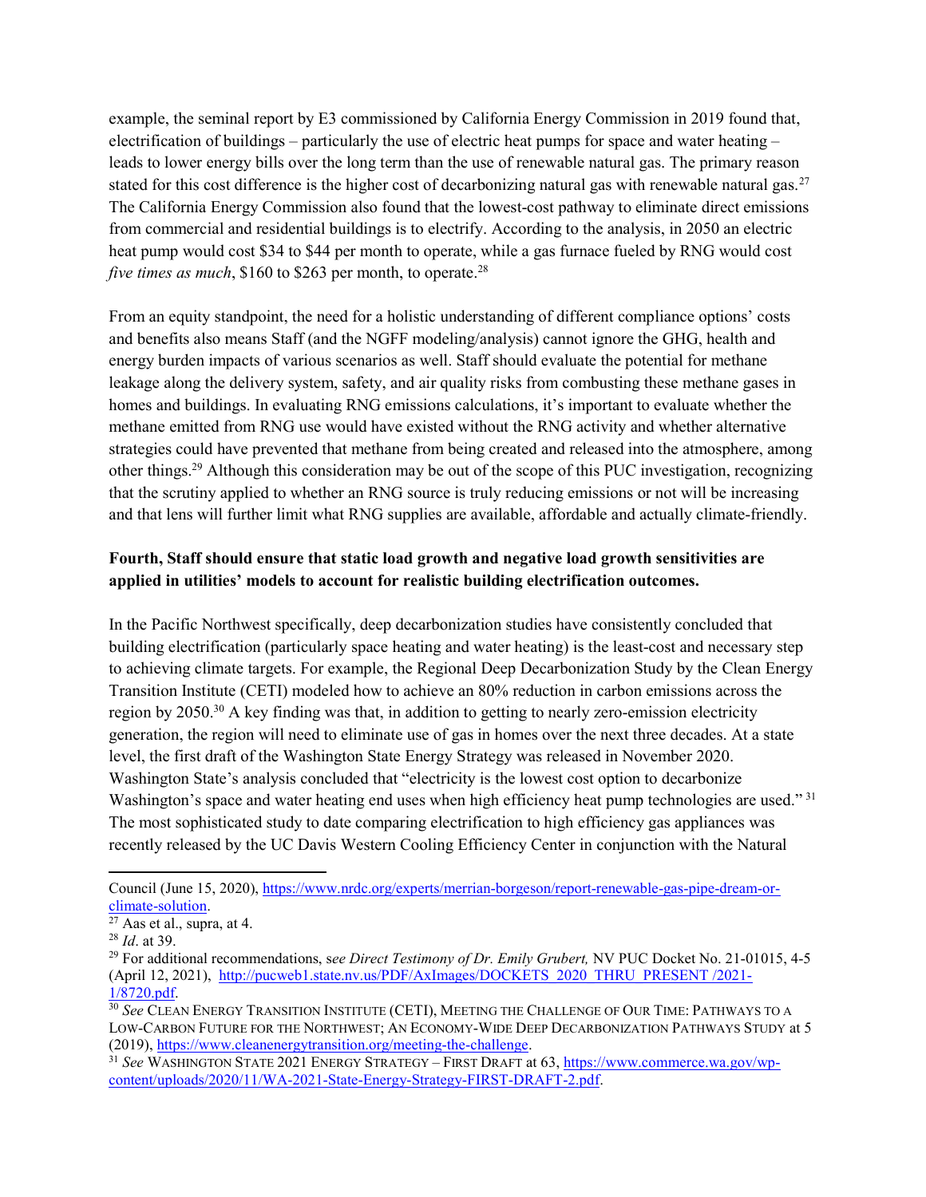example, the seminal report by E3 commissioned by California Energy Commission in 2019 found that, electrification of buildings – particularly the use of electric heat pumps for space and water heating – leads to lower energy bills over the long term than the use of renewable natural gas. The primary reason stated for this cost difference is the higher cost of decarbonizing natural gas with renewable natural gas.[27] The California Energy Commission also found that the lowest-cost pathway to eliminate direct emissions from commercial and residential buildings is to electrify. According to the analysis, in 2050 an electric heat pump would cost $34 to $44 per month to operate, while a gas furnace fueled by RNG would cost *five times as much*, $160 to $263 per month, to operate.[28]

From an equity standpoint, the need for a holistic understanding of different compliance options' costs and benefits also means Staff (and the NGFF modeling/analysis) cannot ignore the GHG, health and energy burden impacts of various scenarios as well. Staff should evaluate the potential for methane leakage along the delivery system, safety, and air quality risks from combusting these methane gases in homes and buildings. In evaluating RNG emissions calculations, it's important to evaluate whether the methane emitted from RNG use would have existed without the RNG activity and whether alternative strategies could have prevented that methane from being created and released into the atmosphere, among other things.[29] Although this consideration may be out of the scope of this PUC investigation, recognizing that the scrutiny applied to whether an RNG source is truly reducing emissions or not will be increasing and that lens will further limit what RNG supplies are available, affordable and actually climate-friendly.

**Fourth, Staff should ensure that static load growth and negative load growth sensitivities are applied in utilities' models to account for realistic building electrification outcomes.**

In the Pacific Northwest specifically, deep decarbonization studies have consistently concluded that building electrification (particularly space heating and water heating) is the least-cost and necessary step to achieving climate targets. For example, the Regional Deep Decarbonization Study by the Clean Energy Transition Institute (CETI) modeled how to achieve an 80% reduction in carbon emissions across the region by 2050.[30] A key finding was that, in addition to getting to nearly zero-emission electricity generation, the region will need to eliminate use of gas in homes over the next three decades. At a state level, the first draft of the Washington State Energy Strategy was released in November 2020. Washington State's analysis concluded that "electricity is the lowest cost option to decarbonize Washington's space and water heating end uses when high efficiency heat pump technologies are used."[31] The most sophisticated study to date comparing electrification to high efficiency gas appliances was recently released by the UC Davis Western Cooling Efficiency Center in conjunction with the Natural

---

Council (June 15, 2020), https://www.nrdc.org/experts/merrian-borgeson/report-renewable-gas-pipe-dream-or-climate-solution.

[27] Aas et al., supra, at 4.

[28] *Id*. at 39.

[29] For additional recommendations, s*ee Direct Testimony of Dr. Emily Grubert,* NV PUC Docket No. 21-01015, 4-5 (April 12, 2021), http://pucweb1.state.nv.us/PDF/AxImages/DOCKETS_2020_THRU_PRESENT /2021-1/8720.pdf.

[30] *See* CLEAN ENERGY TRANSITION INSTITUTE (CETI), MEETING THE CHALLENGE OF OUR TIME: PATHWAYS TO A LOW-CARBON FUTURE FOR THE NORTHWEST; AN ECONOMY-WIDE DEEP DECARBONIZATION PATHWAYS STUDY at 5 (2019), https://www.cleanenergytransition.org/meeting-the-challenge.

[31] *See* WASHINGTON STATE 2021 ENERGY STRATEGY – FIRST DRAFT at 63, https://www.commerce.wa.gov/wp-content/uploads/2020/11/WA-2021-State-Energy-Strategy-FIRST-DRAFT-2.pdf.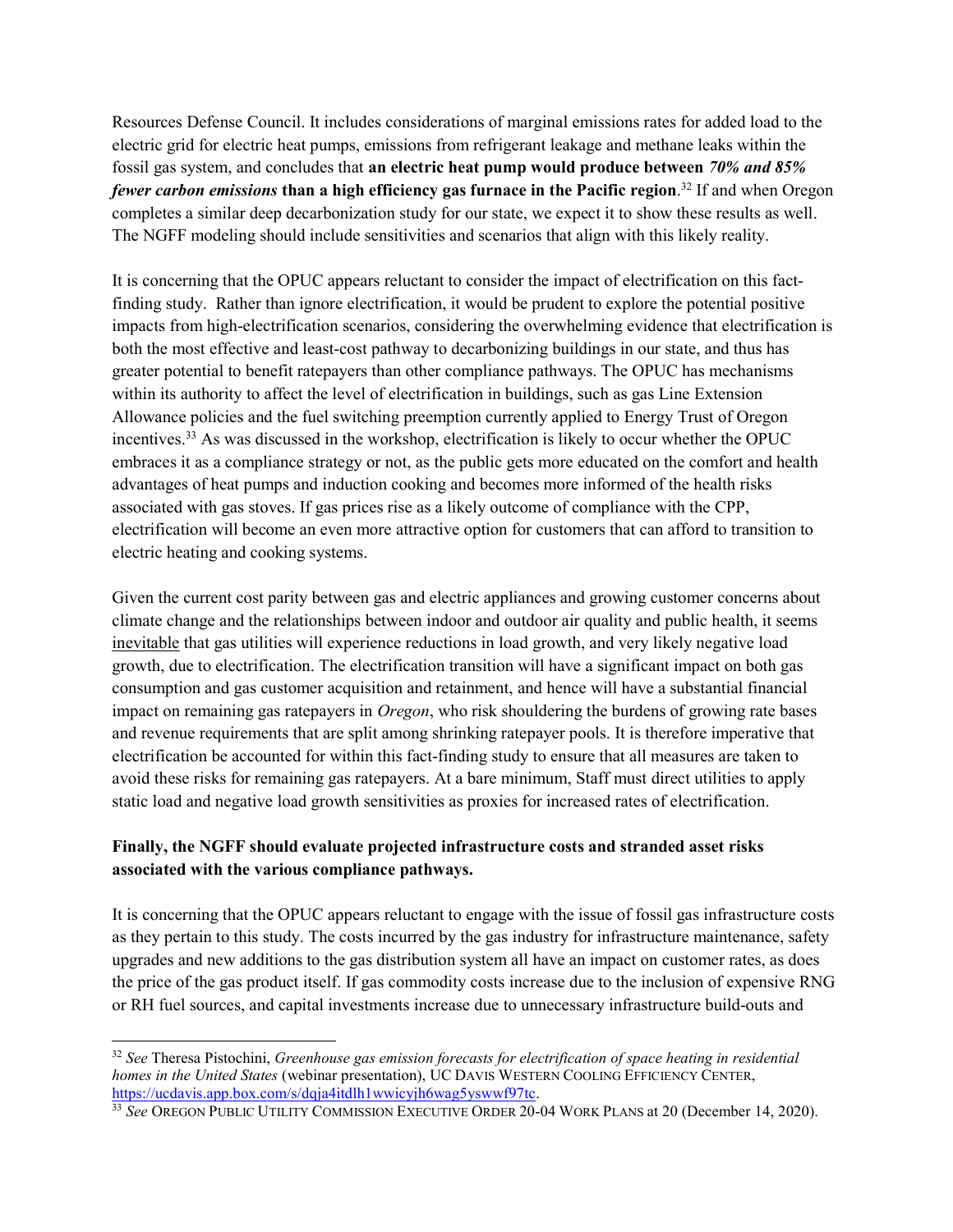Resources Defense Council. It includes considerations of marginal emissions rates for added load to the electric grid for electric heat pumps, emissions from refrigerant leakage and methane leaks within the fossil gas system, and concludes that **an electric heat pump would produce between *70% and 85% fewer carbon emissions* than a high efficiency gas furnace in the Pacific region**.[32] If and when Oregon completes a similar deep decarbonization study for our state, we expect it to show these results as well. The NGFF modeling should include sensitivities and scenarios that align with this likely reality.

It is concerning that the OPUC appears reluctant to consider the impact of electrification on this fact-finding study. Rather than ignore electrification, it would be prudent to explore the potential positive impacts from high-electrification scenarios, considering the overwhelming evidence that electrification is both the most effective and least-cost pathway to decarbonizing buildings in our state, and thus has greater potential to benefit ratepayers than other compliance pathways. The OPUC has mechanisms within its authority to affect the level of electrification in buildings, such as gas Line Extension Allowance policies and the fuel switching preemption currently applied to Energy Trust of Oregon incentives.[33] As was discussed in the workshop, electrification is likely to occur whether the OPUC embraces it as a compliance strategy or not, as the public gets more educated on the comfort and health advantages of heat pumps and induction cooking and becomes more informed of the health risks associated with gas stoves. If gas prices rise as a likely outcome of compliance with the CPP, electrification will become an even more attractive option for customers that can afford to transition to electric heating and cooking systems.

Given the current cost parity between gas and electric appliances and growing customer concerns about climate change and the relationships between indoor and outdoor air quality and public health, it seems <u>inevitable</u> that gas utilities will experience reductions in load growth, and very likely negative load growth, due to electrification. The electrification transition will have a significant impact on both gas consumption and gas customer acquisition and retainment, and hence will have a substantial financial impact on remaining gas ratepayers in *Oregon*, who risk shouldering the burdens of growing rate bases and revenue requirements that are split among shrinking ratepayer pools. It is therefore imperative that electrification be accounted for within this fact-finding study to ensure that all measures are taken to avoid these risks for remaining gas ratepayers. At a bare minimum, Staff must direct utilities to apply static load and negative load growth sensitivities as proxies for increased rates of electrification.

**Finally, the NGFF should evaluate projected infrastructure costs and stranded asset risks associated with the various compliance pathways.**

It is concerning that the OPUC appears reluctant to engage with the issue of fossil gas infrastructure costs as they pertain to this study. The costs incurred by the gas industry for infrastructure maintenance, safety upgrades and new additions to the gas distribution system all have an impact on customer rates, as does the price of the gas product itself. If gas commodity costs increase due to the inclusion of expensive RNG or RH fuel sources, and capital investments increase due to unnecessary infrastructure build-outs and

---

[32] *See* Theresa Pistochini, *Greenhouse gas emission forecasts for electrification of space heating in residential homes in the United States* (webinar presentation), UC DAVIS WESTERN COOLING EFFICIENCY CENTER, https://ucdavis.app.box.com/s/dqja4itdlh1wwicyjh6wag5yswwf97tc.

[33] *See* OREGON PUBLIC UTILITY COMMISSION EXECUTIVE ORDER 20-04 WORK PLANS at 20 (December 14, 2020).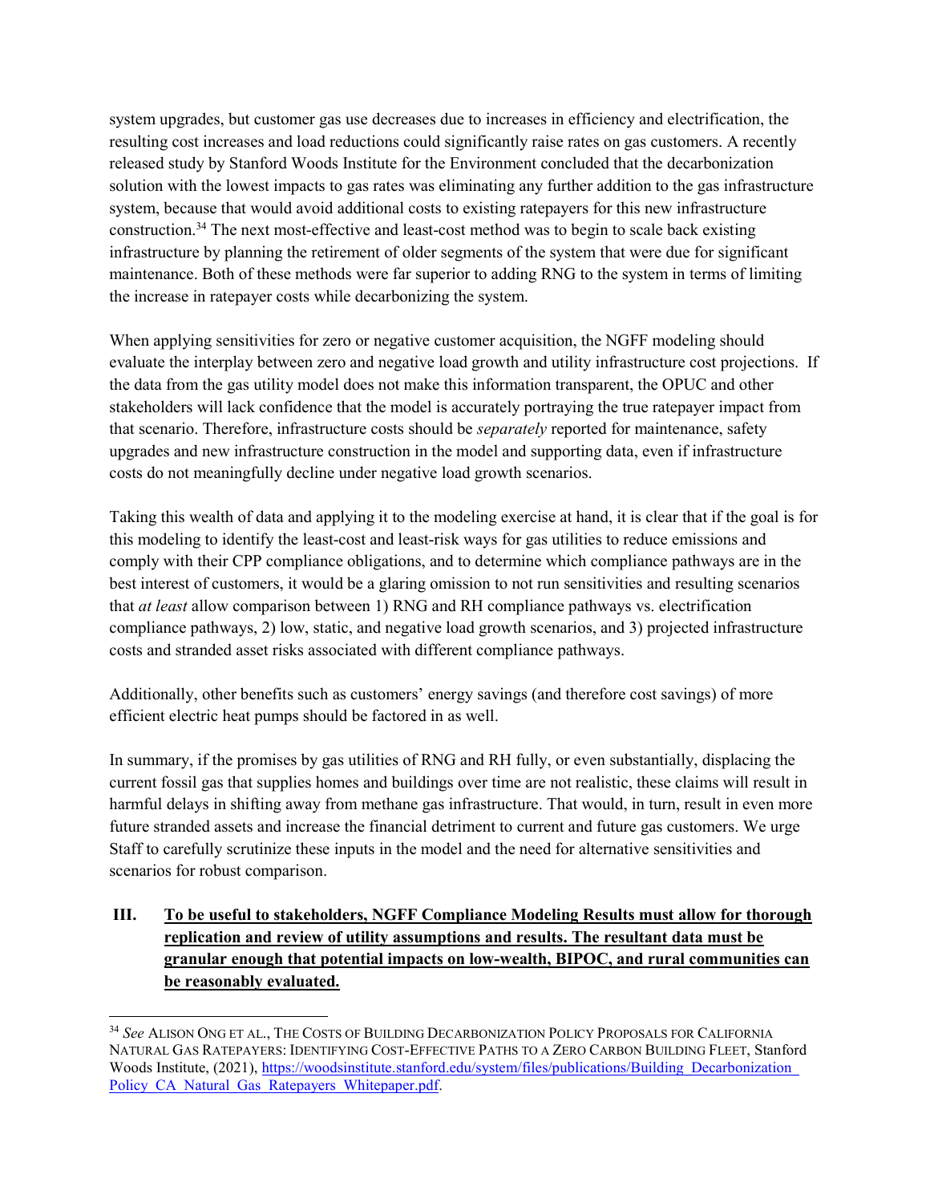system upgrades, but customer gas use decreases due to increases in efficiency and electrification, the resulting cost increases and load reductions could significantly raise rates on gas customers. A recently released study by Stanford Woods Institute for the Environment concluded that the decarbonization solution with the lowest impacts to gas rates was eliminating any further addition to the gas infrastructure system, because that would avoid additional costs to existing ratepayers for this new infrastructure construction.[34] The next most-effective and least-cost method was to begin to scale back existing infrastructure by planning the retirement of older segments of the system that were due for significant maintenance. Both of these methods were far superior to adding RNG to the system in terms of limiting the increase in ratepayer costs while decarbonizing the system.

When applying sensitivities for zero or negative customer acquisition, the NGFF modeling should evaluate the interplay between zero and negative load growth and utility infrastructure cost projections. If the data from the gas utility model does not make this information transparent, the OPUC and other stakeholders will lack confidence that the model is accurately portraying the true ratepayer impact from that scenario. Therefore, infrastructure costs should be *separately* reported for maintenance, safety upgrades and new infrastructure construction in the model and supporting data, even if infrastructure costs do not meaningfully decline under negative load growth scenarios.

Taking this wealth of data and applying it to the modeling exercise at hand, it is clear that if the goal is for this modeling to identify the least-cost and least-risk ways for gas utilities to reduce emissions and comply with their CPP compliance obligations, and to determine which compliance pathways are in the best interest of customers, it would be a glaring omission to not run sensitivities and resulting scenarios that *at least* allow comparison between 1) RNG and RH compliance pathways vs. electrification compliance pathways, 2) low, static, and negative load growth scenarios, and 3) projected infrastructure costs and stranded asset risks associated with different compliance pathways.

Additionally, other benefits such as customers' energy savings (and therefore cost savings) of more efficient electric heat pumps should be factored in as well.

In summary, if the promises by gas utilities of RNG and RH fully, or even substantially, displacing the current fossil gas that supplies homes and buildings over time are not realistic, these claims will result in harmful delays in shifting away from methane gas infrastructure. That would, in turn, result in even more future stranded assets and increase the financial detriment to current and future gas customers. We urge Staff to carefully scrutinize these inputs in the model and the need for alternative sensitivities and scenarios for robust comparison.

## III. **To be useful to stakeholders, NGFF Compliance Modeling Results must allow for thorough replication and review of utility assumptions and results. The resultant data must be granular enough that potential impacts on low-wealth, BIPOC, and rural communities can be reasonably evaluated.**

---

[34] *See* ALISON ONG ET AL., THE COSTS OF BUILDING DECARBONIZATION POLICY PROPOSALS FOR CALIFORNIA NATURAL GAS RATEPAYERS: IDENTIFYING COST-EFFECTIVE PATHS TO A ZERO CARBON BUILDING FLEET, Stanford Woods Institute, (2021), https://woodsinstitute.stanford.edu/system/files/publications/Building_Decarbonization_Policy_CA_Natural_Gas_Ratepayers_Whitepaper.pdf.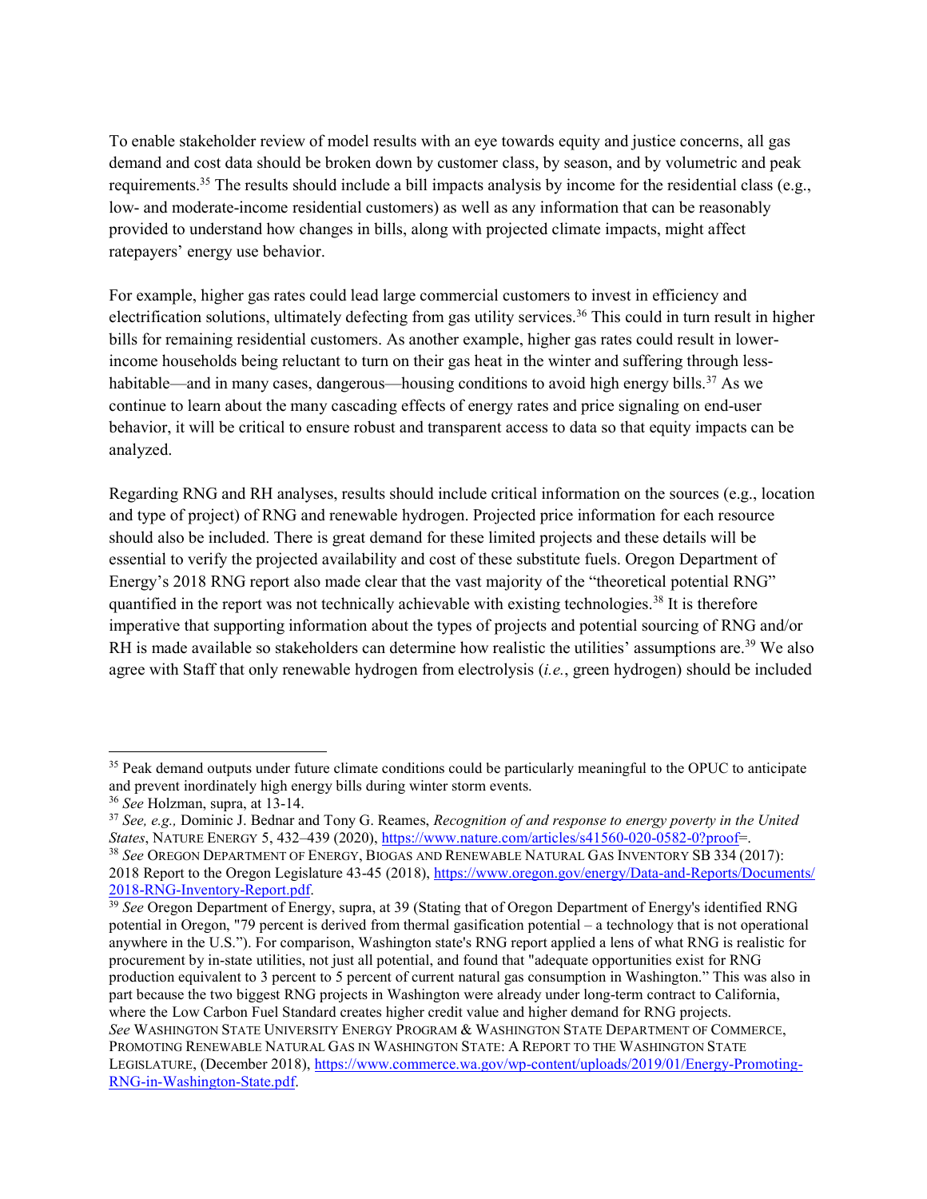To enable stakeholder review of model results with an eye towards equity and justice concerns, all gas demand and cost data should be broken down by customer class, by season, and by volumetric and peak requirements.[35] The results should include a bill impacts analysis by income for the residential class (e.g., low- and moderate-income residential customers) as well as any information that can be reasonably provided to understand how changes in bills, along with projected climate impacts, might affect ratepayers' energy use behavior.

For example, higher gas rates could lead large commercial customers to invest in efficiency and electrification solutions, ultimately defecting from gas utility services.[36] This could in turn result in higher bills for remaining residential customers. As another example, higher gas rates could result in lower-income households being reluctant to turn on their gas heat in the winter and suffering through less-habitable—and in many cases, dangerous—housing conditions to avoid high energy bills.[37] As we continue to learn about the many cascading effects of energy rates and price signaling on end-user behavior, it will be critical to ensure robust and transparent access to data so that equity impacts can be analyzed.

Regarding RNG and RH analyses, results should include critical information on the sources (e.g., location and type of project) of RNG and renewable hydrogen. Projected price information for each resource should also be included. There is great demand for these limited projects and these details will be essential to verify the projected availability and cost of these substitute fuels. Oregon Department of Energy's 2018 RNG report also made clear that the vast majority of the "theoretical potential RNG" quantified in the report was not technically achievable with existing technologies.[38] It is therefore imperative that supporting information about the types of projects and potential sourcing of RNG and/or RH is made available so stakeholders can determine how realistic the utilities' assumptions are.[39] We also agree with Staff that only renewable hydrogen from electrolysis (*i.e.*, green hydrogen) should be included

---

[35] Peak demand outputs under future climate conditions could be particularly meaningful to the OPUC to anticipate and prevent inordinately high energy bills during winter storm events.

[36] *See* Holzman, supra, at 13-14.

[37] *See, e.g.,* Dominic J. Bednar and Tony G. Reames, *Recognition of and response to energy poverty in the United States*, NATURE ENERGY 5, 432–439 (2020), https://www.nature.com/articles/s41560-020-0582-0?proof=.

[38] *See* OREGON DEPARTMENT OF ENERGY, BIOGAS AND RENEWABLE NATURAL GAS INVENTORY SB 334 (2017): 2018 Report to the Oregon Legislature 43-45 (2018), https://www.oregon.gov/energy/Data-and-Reports/Documents/2018-RNG-Inventory-Report.pdf.

[39] *See* Oregon Department of Energy, supra, at 39 (Stating that of Oregon Department of Energy's identified RNG potential in Oregon, "79 percent is derived from thermal gasification potential – a technology that is not operational anywhere in the U.S."). For comparison, Washington state's RNG report applied a lens of what RNG is realistic for procurement by in-state utilities, not just all potential, and found that "adequate opportunities exist for RNG production equivalent to 3 percent to 5 percent of current natural gas consumption in Washington." This was also in part because the two biggest RNG projects in Washington were already under long-term contract to California, where the Low Carbon Fuel Standard creates higher credit value and higher demand for RNG projects. *See* WASHINGTON STATE UNIVERSITY ENERGY PROGRAM & WASHINGTON STATE DEPARTMENT OF COMMERCE, PROMOTING RENEWABLE NATURAL GAS IN WASHINGTON STATE: A REPORT TO THE WASHINGTON STATE LEGISLATURE, (December 2018), https://www.commerce.wa.gov/wp-content/uploads/2019/01/Energy-Promoting-RNG-in-Washington-State.pdf.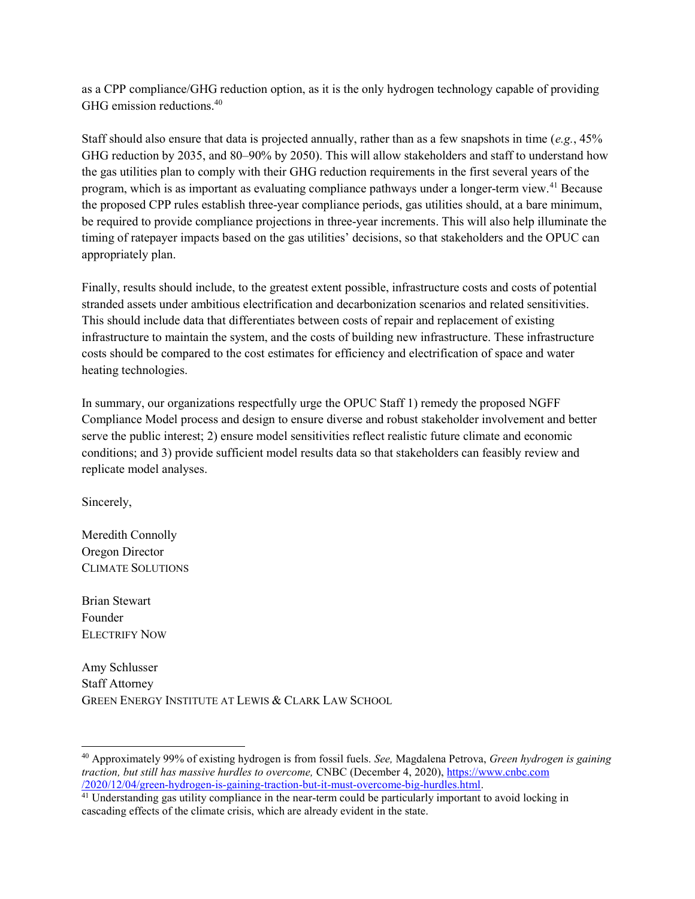as a CPP compliance/GHG reduction option, as it is the only hydrogen technology capable of providing GHG emission reductions.[40]

Staff should also ensure that data is projected annually, rather than as a few snapshots in time (*e.g.*, 45% GHG reduction by 2035, and 80–90% by 2050). This will allow stakeholders and staff to understand how the gas utilities plan to comply with their GHG reduction requirements in the first several years of the program, which is as important as evaluating compliance pathways under a longer-term view.[41] Because the proposed CPP rules establish three-year compliance periods, gas utilities should, at a bare minimum, be required to provide compliance projections in three-year increments. This will also help illuminate the timing of ratepayer impacts based on the gas utilities' decisions, so that stakeholders and the OPUC can appropriately plan.

Finally, results should include, to the greatest extent possible, infrastructure costs and costs of potential stranded assets under ambitious electrification and decarbonization scenarios and related sensitivities. This should include data that differentiates between costs of repair and replacement of existing infrastructure to maintain the system, and the costs of building new infrastructure. These infrastructure costs should be compared to the cost estimates for efficiency and electrification of space and water heating technologies.

In summary, our organizations respectfully urge the OPUC Staff 1) remedy the proposed NGFF Compliance Model process and design to ensure diverse and robust stakeholder involvement and better serve the public interest; 2) ensure model sensitivities reflect realistic future climate and economic conditions; and 3) provide sufficient model results data so that stakeholders can feasibly review and replicate model analyses.

Sincerely,

Meredith Connolly
Oregon Director
CLIMATE SOLUTIONS

Brian Stewart
Founder
ELECTRIFY NOW

Amy Schlusser
Staff Attorney
GREEN ENERGY INSTITUTE AT LEWIS & CLARK LAW SCHOOL

---

[40] Approximately 99% of existing hydrogen is from fossil fuels. *See,* Magdalena Petrova, *Green hydrogen is gaining traction, but still has massive hurdles to overcome,* CNBC (December 4, 2020), https://www.cnbc.com/2020/12/04/green-hydrogen-is-gaining-traction-but-it-must-overcome-big-hurdles.html.

[41] Understanding gas utility compliance in the near-term could be particularly important to avoid locking in cascading effects of the climate crisis, which are already evident in the state.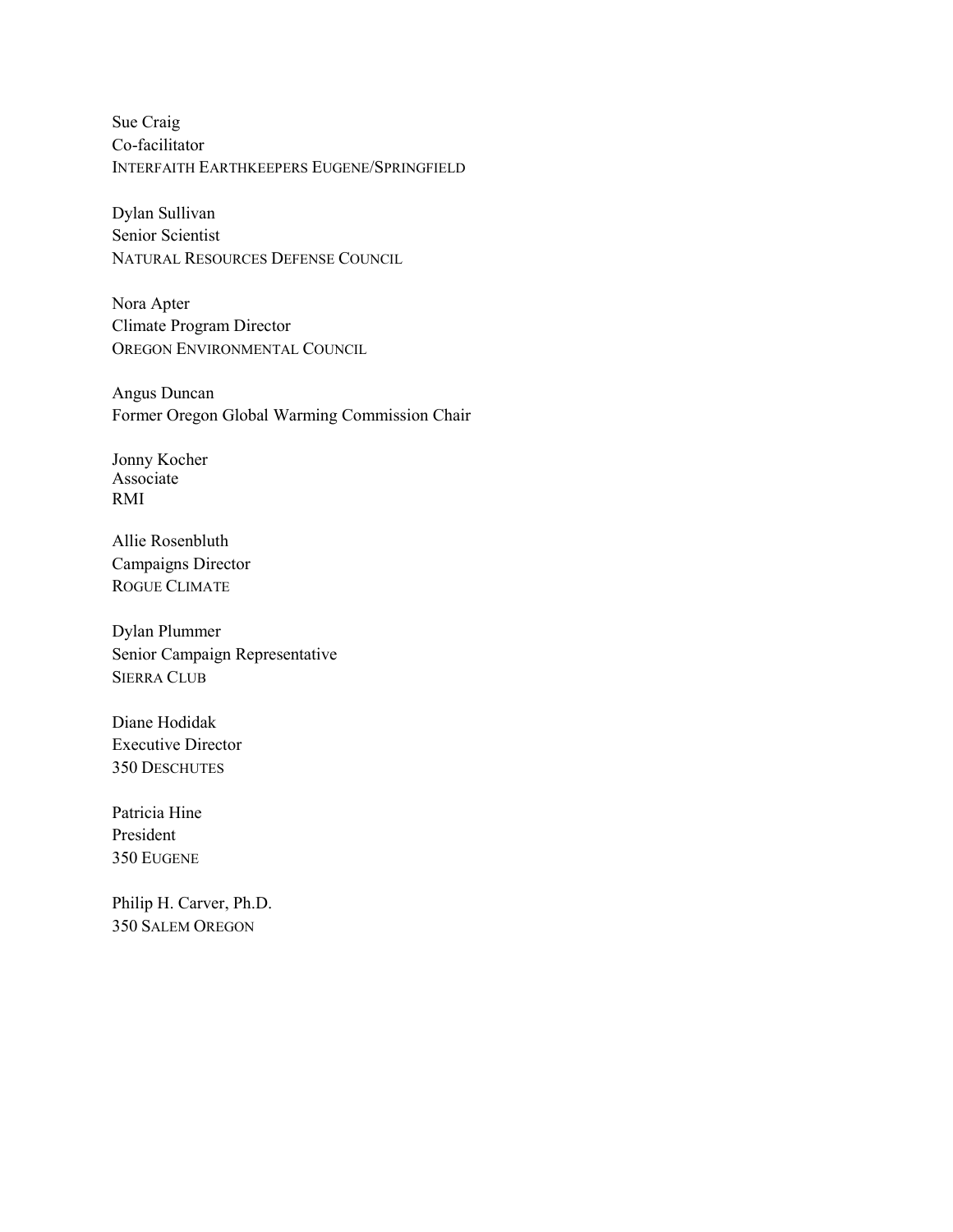Sue Craig
Co-facilitator
INTERFAITH EARTHKEEPERS EUGENE/SPRINGFIELD

Dylan Sullivan
Senior Scientist
NATURAL RESOURCES DEFENSE COUNCIL

Nora Apter
Climate Program Director
OREGON ENVIRONMENTAL COUNCIL

Angus Duncan
Former Oregon Global Warming Commission Chair

Jonny Kocher
Associate
RMI

Allie Rosenbluth
Campaigns Director
ROGUE CLIMATE

Dylan Plummer
Senior Campaign Representative
SIERRA CLUB

Diane Hodidak
Executive Director
350 DESCHUTES

Patricia Hine
President
350 EUGENE

Philip H. Carver, Ph.D.
350 SALEM OREGON